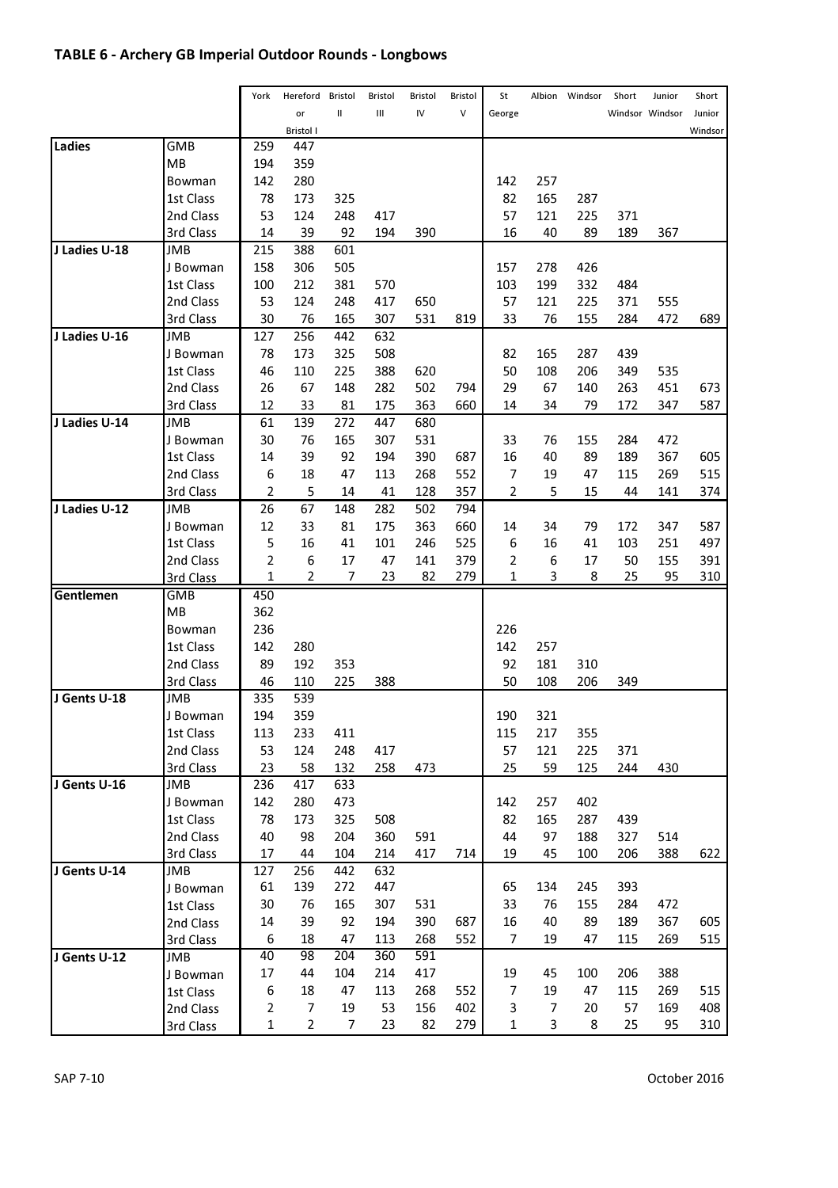## TABLE 6 - Archery GB Imperial Outdoor Rounds - Longbows

| | | York | Hereford or Bristol I | Bristol II | Bristol III | Bristol IV | Bristol V | St George | Albion | Windsor | Short Windsor | Junior Windsor | Short Junior Windsor |
|---|---|---|---|---|---|---|---|---|---|---|---|---|---|
| **Ladies** | GMB | 259 | 447 | | | | | | | | | | |
| | MB | 194 | 359 | | | | | | | | | | |
| | Bowman | 142 | 280 | | | | | 142 | 257 | | | | |
| | 1st Class | 78 | 173 | 325 | | | | 82 | 165 | 287 | | | |
| | 2nd Class | 53 | 124 | 248 | 417 | | | 57 | 121 | 225 | 371 | | |
| | 3rd Class | 14 | 39 | 92 | 194 | 390 | | 16 | 40 | 89 | 189 | 367 | |
| **J Ladies U-18** | JMB | 215 | 388 | 601 | | | | | | | | | |
| | J Bowman | 158 | 306 | 505 | | | | 157 | 278 | 426 | | | |
| | 1st Class | 100 | 212 | 381 | 570 | | | 103 | 199 | 332 | 484 | | |
| | 2nd Class | 53 | 124 | 248 | 417 | 650 | | 57 | 121 | 225 | 371 | 555 | |
| | 3rd Class | 30 | 76 | 165 | 307 | 531 | 819 | 33 | 76 | 155 | 284 | 472 | 689 |
| **J Ladies U-16** | JMB | 127 | 256 | 442 | 632 | | | | | | | | |
| | J Bowman | 78 | 173 | 325 | 508 | | | 82 | 165 | 287 | 439 | | |
| | 1st Class | 46 | 110 | 225 | 388 | 620 | | 50 | 108 | 206 | 349 | 535 | |
| | 2nd Class | 26 | 67 | 148 | 282 | 502 | 794 | 29 | 67 | 140 | 263 | 451 | 673 |
| | 3rd Class | 12 | 33 | 81 | 175 | 363 | 660 | 14 | 34 | 79 | 172 | 347 | 587 |
| **J Ladies U-14** | JMB | 61 | 139 | 272 | 447 | 680 | | | | | | | |
| | J Bowman | 30 | 76 | 165 | 307 | 531 | | 33 | 76 | 155 | 284 | 472 | |
| | 1st Class | 14 | 39 | 92 | 194 | 390 | 687 | 16 | 40 | 89 | 189 | 367 | 605 |
| | 2nd Class | 6 | 18 | 47 | 113 | 268 | 552 | 7 | 19 | 47 | 115 | 269 | 515 |
| | 3rd Class | 2 | 5 | 14 | 41 | 128 | 357 | 2 | 5 | 15 | 44 | 141 | 374 |
| **J Ladies U-12** | JMB | 26 | 67 | 148 | 282 | 502 | 794 | | | | | | |
| | J Bowman | 12 | 33 | 81 | 175 | 363 | 660 | 14 | 34 | 79 | 172 | 347 | 587 |
| | 1st Class | 5 | 16 | 41 | 101 | 246 | 525 | 6 | 16 | 41 | 103 | 251 | 497 |
| | 2nd Class | 2 | 6 | 17 | 47 | 141 | 379 | 2 | 6 | 17 | 50 | 155 | 391 |
| | 3rd Class | 1 | 2 | 7 | 23 | 82 | 279 | 1 | 3 | 8 | 25 | 95 | 310 |
| **Gentlemen** | GMB | 450 | | | | | | | | | | | |
| | MB | 362 | | | | | | | | | | | |
| | Bowman | 236 | | | | | | 226 | | | | | |
| | 1st Class | 142 | 280 | | | | | 142 | 257 | | | | |
| | 2nd Class | 89 | 192 | 353 | | | | 92 | 181 | 310 | | | |
| | 3rd Class | 46 | 110 | 225 | 388 | | | 50 | 108 | 206 | 349 | | |
| **J Gents U-18** | JMB | 335 | 539 | | | | | | | | | | |
| | J Bowman | 194 | 359 | | | | | 190 | 321 | | | | |
| | 1st Class | 113 | 233 | 411 | | | | 115 | 217 | 355 | | | |
| | 2nd Class | 53 | 124 | 248 | 417 | | | 57 | 121 | 225 | 371 | | |
| | 3rd Class | 23 | 58 | 132 | 258 | 473 | | 25 | 59 | 125 | 244 | 430 | |
| **J Gents U-16** | JMB | 236 | 417 | 633 | | | | | | | | | |
| | J Bowman | 142 | 280 | 473 | | | | 142 | 257 | 402 | | | |
| | 1st Class | 78 | 173 | 325 | 508 | | | 82 | 165 | 287 | 439 | | |
| | 2nd Class | 40 | 98 | 204 | 360 | 591 | | 44 | 97 | 188 | 327 | 514 | |
| | 3rd Class | 17 | 44 | 104 | 214 | 417 | 714 | 19 | 45 | 100 | 206 | 388 | 622 |
| **J Gents U-14** | JMB | 127 | 256 | 442 | 632 | | | | | | | | |
| | J Bowman | 61 | 139 | 272 | 447 | | | 65 | 134 | 245 | 393 | | |
| | 1st Class | 30 | 76 | 165 | 307 | 531 | | 33 | 76 | 155 | 284 | 472 | |
| | 2nd Class | 14 | 39 | 92 | 194 | 390 | 687 | 16 | 40 | 89 | 189 | 367 | 605 |
| | 3rd Class | 6 | 18 | 47 | 113 | 268 | 552 | 7 | 19 | 47 | 115 | 269 | 515 |
| **J Gents U-12** | JMB | 40 | 98 | 204 | 360 | 591 | | | | | | | |
| | J Bowman | 17 | 44 | 104 | 214 | 417 | | 19 | 45 | 100 | 206 | 388 | |
| | 1st Class | 6 | 18 | 47 | 113 | 268 | 552 | 7 | 19 | 47 | 115 | 269 | 515 |
| | 2nd Class | 2 | 7 | 19 | 53 | 156 | 402 | 3 | 7 | 20 | 57 | 169 | 408 |
| | 3rd Class | 1 | 2 | 7 | 23 | 82 | 279 | 1 | 3 | 8 | 25 | 95 | 310 |

SAP 7-10

October 2016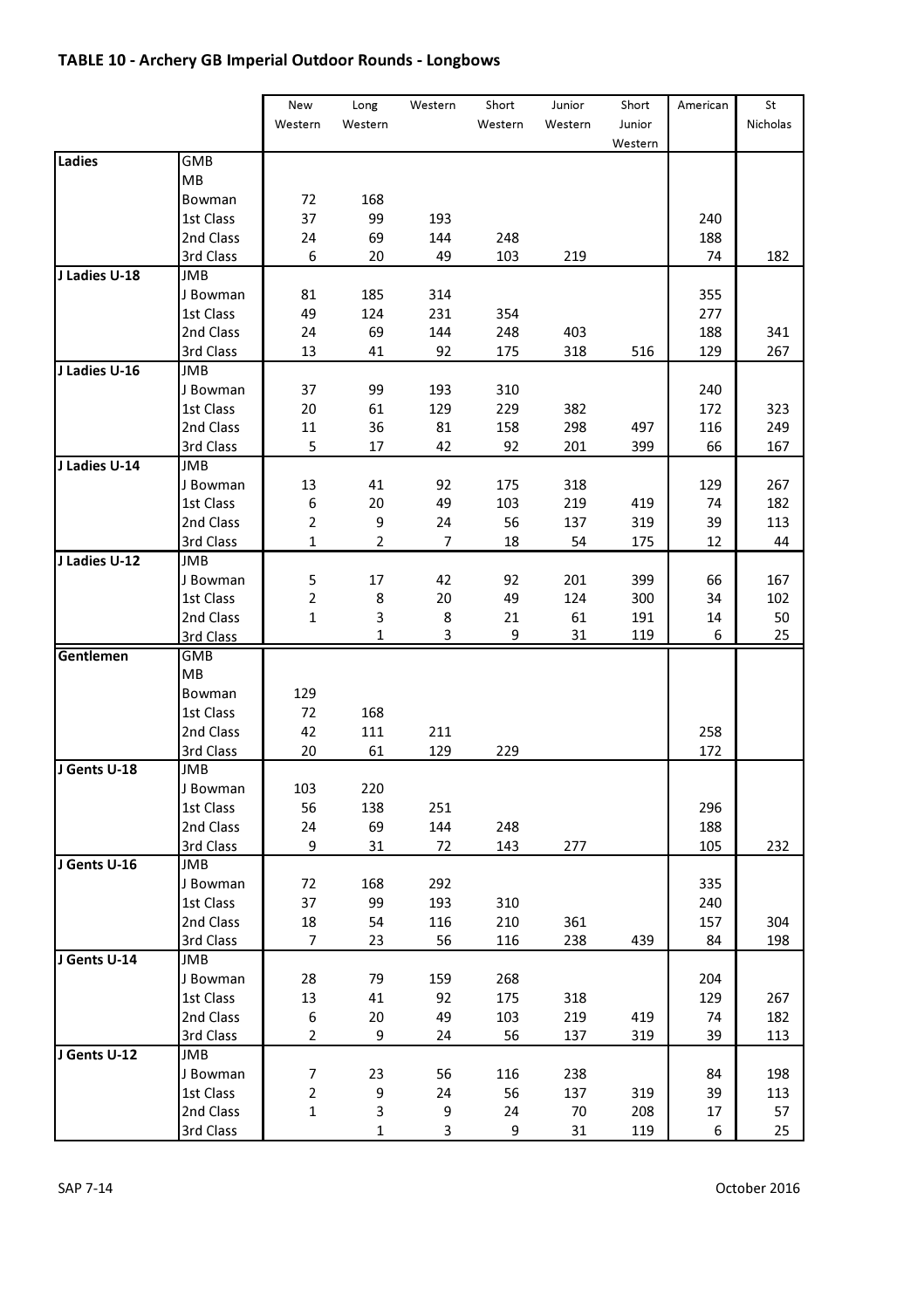## TABLE 10 - Archery GB Imperial Outdoor Rounds - Longbows

| | | New Western | Long Western | Western | Short Western | Junior Western | Short Junior Western | American | St Nicholas |
|---|---|---|---|---|---|---|---|---|---|
| **Ladies** | GMB | | | | | | | | |
| | MB | | | | | | | | |
| | Bowman | 72 | 168 | | | | | | |
| | 1st Class | 37 | 99 | 193 | | | | 240 | |
| | 2nd Class | 24 | 69 | 144 | 248 | | | 188 | |
| | 3rd Class | 6 | 20 | 49 | 103 | 219 | | 74 | 182 |
| **J Ladies U-18** | JMB | | | | | | | | |
| | J Bowman | 81 | 185 | 314 | | | | 355 | |
| | 1st Class | 49 | 124 | 231 | 354 | | | 277 | |
| | 2nd Class | 24 | 69 | 144 | 248 | 403 | | 188 | 341 |
| | 3rd Class | 13 | 41 | 92 | 175 | 318 | 516 | 129 | 267 |
| **J Ladies U-16** | JMB | | | | | | | | |
| | J Bowman | 37 | 99 | 193 | 310 | | | 240 | |
| | 1st Class | 20 | 61 | 129 | 229 | 382 | | 172 | 323 |
| | 2nd Class | 11 | 36 | 81 | 158 | 298 | 497 | 116 | 249 |
| | 3rd Class | 5 | 17 | 42 | 92 | 201 | 399 | 66 | 167 |
| **J Ladies U-14** | JMB | | | | | | | | |
| | J Bowman | 13 | 41 | 92 | 175 | 318 | | 129 | 267 |
| | 1st Class | 6 | 20 | 49 | 103 | 219 | 419 | 74 | 182 |
| | 2nd Class | 2 | 9 | 24 | 56 | 137 | 319 | 39 | 113 |
| | 3rd Class | 1 | 2 | 7 | 18 | 54 | 175 | 12 | 44 |
| **J Ladies U-12** | JMB | | | | | | | | |
| | J Bowman | 5 | 17 | 42 | 92 | 201 | 399 | 66 | 167 |
| | 1st Class | 2 | 8 | 20 | 49 | 124 | 300 | 34 | 102 |
| | 2nd Class | 1 | 3 | 8 | 21 | 61 | 191 | 14 | 50 |
| | 3rd Class | | 1 | 3 | 9 | 31 | 119 | 6 | 25 |
| **Gentlemen** | GMB | | | | | | | | |
| | MB | | | | | | | | |
| | Bowman | 129 | | | | | | | |
| | 1st Class | 72 | 168 | | | | | | |
| | 2nd Class | 42 | 111 | 211 | | | | 258 | |
| | 3rd Class | 20 | 61 | 129 | 229 | | | 172 | |
| **J Gents U-18** | JMB | | | | | | | | |
| | J Bowman | 103 | 220 | | | | | | |
| | 1st Class | 56 | 138 | 251 | | | | 296 | |
| | 2nd Class | 24 | 69 | 144 | 248 | | | 188 | |
| | 3rd Class | 9 | 31 | 72 | 143 | 277 | | 105 | 232 |
| **J Gents U-16** | JMB | | | | | | | | |
| | J Bowman | 72 | 168 | 292 | | | | 335 | |
| | 1st Class | 37 | 99 | 193 | 310 | | | 240 | |
| | 2nd Class | 18 | 54 | 116 | 210 | 361 | | 157 | 304 |
| | 3rd Class | 7 | 23 | 56 | 116 | 238 | 439 | 84 | 198 |
| **J Gents U-14** | JMB | | | | | | | | |
| | J Bowman | 28 | 79 | 159 | 268 | | | 204 | |
| | 1st Class | 13 | 41 | 92 | 175 | 318 | | 129 | 267 |
| | 2nd Class | 6 | 20 | 49 | 103 | 219 | 419 | 74 | 182 |
| | 3rd Class | 2 | 9 | 24 | 56 | 137 | 319 | 39 | 113 |
| **J Gents U-12** | JMB | | | | | | | | |
| | J Bowman | 7 | 23 | 56 | 116 | 238 | | 84 | 198 |
| | 1st Class | 2 | 9 | 24 | 56 | 137 | 319 | 39 | 113 |
| | 2nd Class | 1 | 3 | 9 | 24 | 70 | 208 | 17 | 57 |
| | 3rd Class | | 1 | 3 | 9 | 31 | 119 | 6 | 25 |

SAP 7-14 October 2016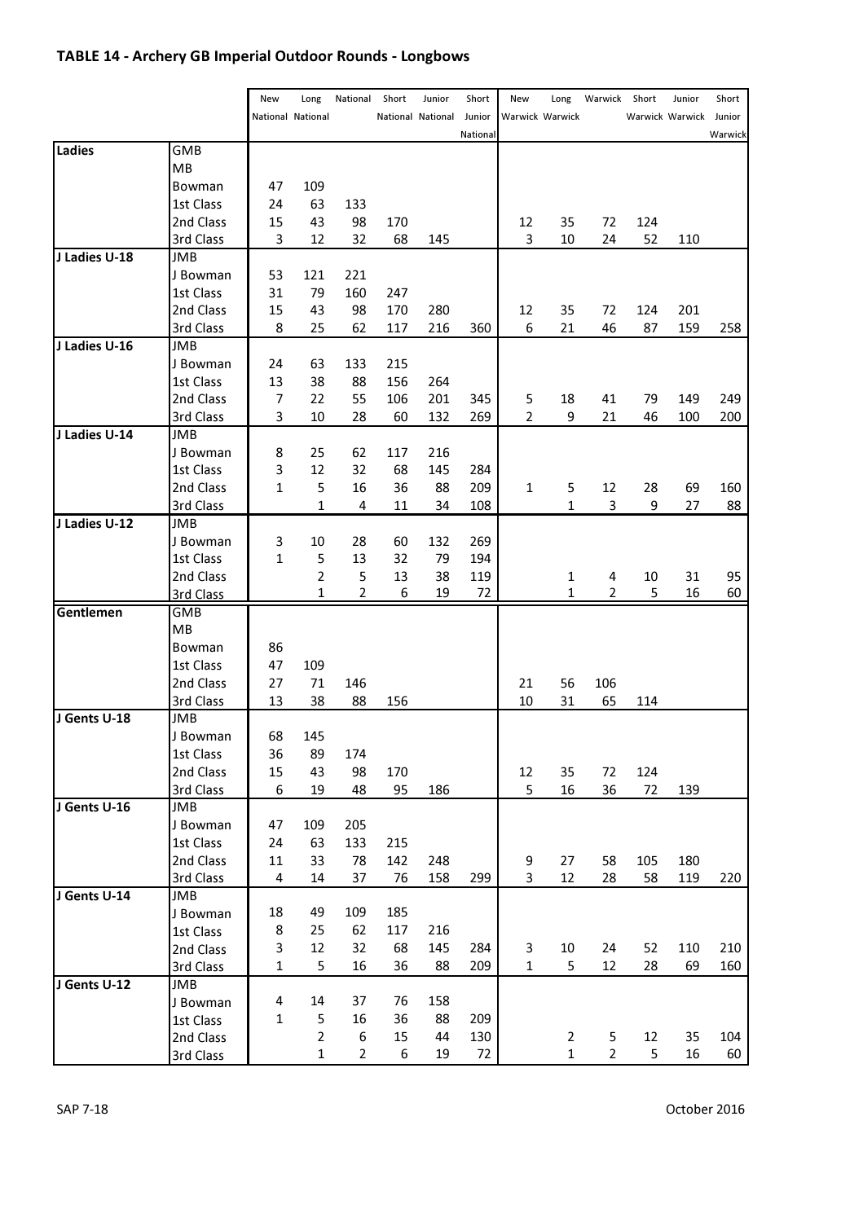## TABLE 14 - Archery GB Imperial Outdoor Rounds - Longbows

| | | New National | Long National | National | Short National | Junior National | Short Junior National | New Warwick | Long Warwick | Warwick | Short Warwick | Junior Warwick | Short Junior Warwick |
|---|---|---|---|---|---|---|---|---|---|---|---|---|---|
| **Ladies** | GMB | | | | | | | | | | | | |
| | MB | | | | | | | | | | | | |
| | Bowman | 47 | 109 | | | | | | | | | | |
| | 1st Class | 24 | 63 | 133 | | | | | | | | | |
| | 2nd Class | 15 | 43 | 98 | 170 | | | 12 | 35 | 72 | 124 | | |
| | 3rd Class | 3 | 12 | 32 | 68 | 145 | | 3 | 10 | 24 | 52 | 110 | |
| **J Ladies U-18** | JMB | | | | | | | | | | | | |
| | J Bowman | 53 | 121 | 221 | | | | | | | | | |
| | 1st Class | 31 | 79 | 160 | 247 | | | | | | | | |
| | 2nd Class | 15 | 43 | 98 | 170 | 280 | | 12 | 35 | 72 | 124 | 201 | |
| | 3rd Class | 8 | 25 | 62 | 117 | 216 | 360 | 6 | 21 | 46 | 87 | 159 | 258 |
| **J Ladies U-16** | JMB | | | | | | | | | | | | |
| | J Bowman | 24 | 63 | 133 | 215 | | | | | | | | |
| | 1st Class | 13 | 38 | 88 | 156 | 264 | | | | | | | |
| | 2nd Class | 7 | 22 | 55 | 106 | 201 | 345 | 5 | 18 | 41 | 79 | 149 | 249 |
| | 3rd Class | 3 | 10 | 28 | 60 | 132 | 269 | 2 | 9 | 21 | 46 | 100 | 200 |
| **J Ladies U-14** | JMB | | | | | | | | | | | | |
| | J Bowman | 8 | 25 | 62 | 117 | 216 | | | | | | | |
| | 1st Class | 3 | 12 | 32 | 68 | 145 | 284 | | | | | | |
| | 2nd Class | 1 | 5 | 16 | 36 | 88 | 209 | 1 | 5 | 12 | 28 | 69 | 160 |
| | 3rd Class | | 1 | 4 | 11 | 34 | 108 | | 1 | 3 | 9 | 27 | 88 |
| **J Ladies U-12** | JMB | | | | | | | | | | | | |
| | J Bowman | 3 | 10 | 28 | 60 | 132 | 269 | | | | | | |
| | 1st Class | 1 | 5 | 13 | 32 | 79 | 194 | | | | | | |
| | 2nd Class | | 2 | 5 | 13 | 38 | 119 | | 1 | 4 | 10 | 31 | 95 |
| | 3rd Class | | 1 | 2 | 6 | 19 | 72 | | 1 | 2 | 5 | 16 | 60 |
| **Gentlemen** | GMB | | | | | | | | | | | | |
| | MB | | | | | | | | | | | | |
| | Bowman | 86 | | | | | | | | | | | |
| | 1st Class | 47 | 109 | | | | | | | | | | |
| | 2nd Class | 27 | 71 | 146 | | | | 21 | 56 | 106 | | | |
| | 3rd Class | 13 | 38 | 88 | 156 | | | 10 | 31 | 65 | 114 | | |
| **J Gents U-18** | JMB | | | | | | | | | | | | |
| | J Bowman | 68 | 145 | | | | | | | | | | |
| | 1st Class | 36 | 89 | 174 | | | | | | | | | |
| | 2nd Class | 15 | 43 | 98 | 170 | | | 12 | 35 | 72 | 124 | | |
| | 3rd Class | 6 | 19 | 48 | 95 | 186 | | 5 | 16 | 36 | 72 | 139 | |
| **J Gents U-16** | JMB | | | | | | | | | | | | |
| | J Bowman | 47 | 109 | 205 | | | | | | | | | |
| | 1st Class | 24 | 63 | 133 | 215 | | | | | | | | |
| | 2nd Class | 11 | 33 | 78 | 142 | 248 | | 9 | 27 | 58 | 105 | 180 | |
| | 3rd Class | 4 | 14 | 37 | 76 | 158 | 299 | 3 | 12 | 28 | 58 | 119 | 220 |
| **J Gents U-14** | JMB | | | | | | | | | | | | |
| | J Bowman | 18 | 49 | 109 | 185 | | | | | | | | |
| | 1st Class | 8 | 25 | 62 | 117 | 216 | | | | | | | |
| | 2nd Class | 3 | 12 | 32 | 68 | 145 | 284 | 3 | 10 | 24 | 52 | 110 | 210 |
| | 3rd Class | 1 | 5 | 16 | 36 | 88 | 209 | 1 | 5 | 12 | 28 | 69 | 160 |
| **J Gents U-12** | JMB | | | | | | | | | | | | |
| | J Bowman | 4 | 14 | 37 | 76 | 158 | | | | | | | |
| | 1st Class | 1 | 5 | 16 | 36 | 88 | 209 | | | | | | |
| | 2nd Class | | 2 | 6 | 15 | 44 | 130 | | 2 | 5 | 12 | 35 | 104 |
| | 3rd Class | | 1 | 2 | 6 | 19 | 72 | | 1 | 2 | 5 | 16 | 60 |

SAP 7-18 October 2016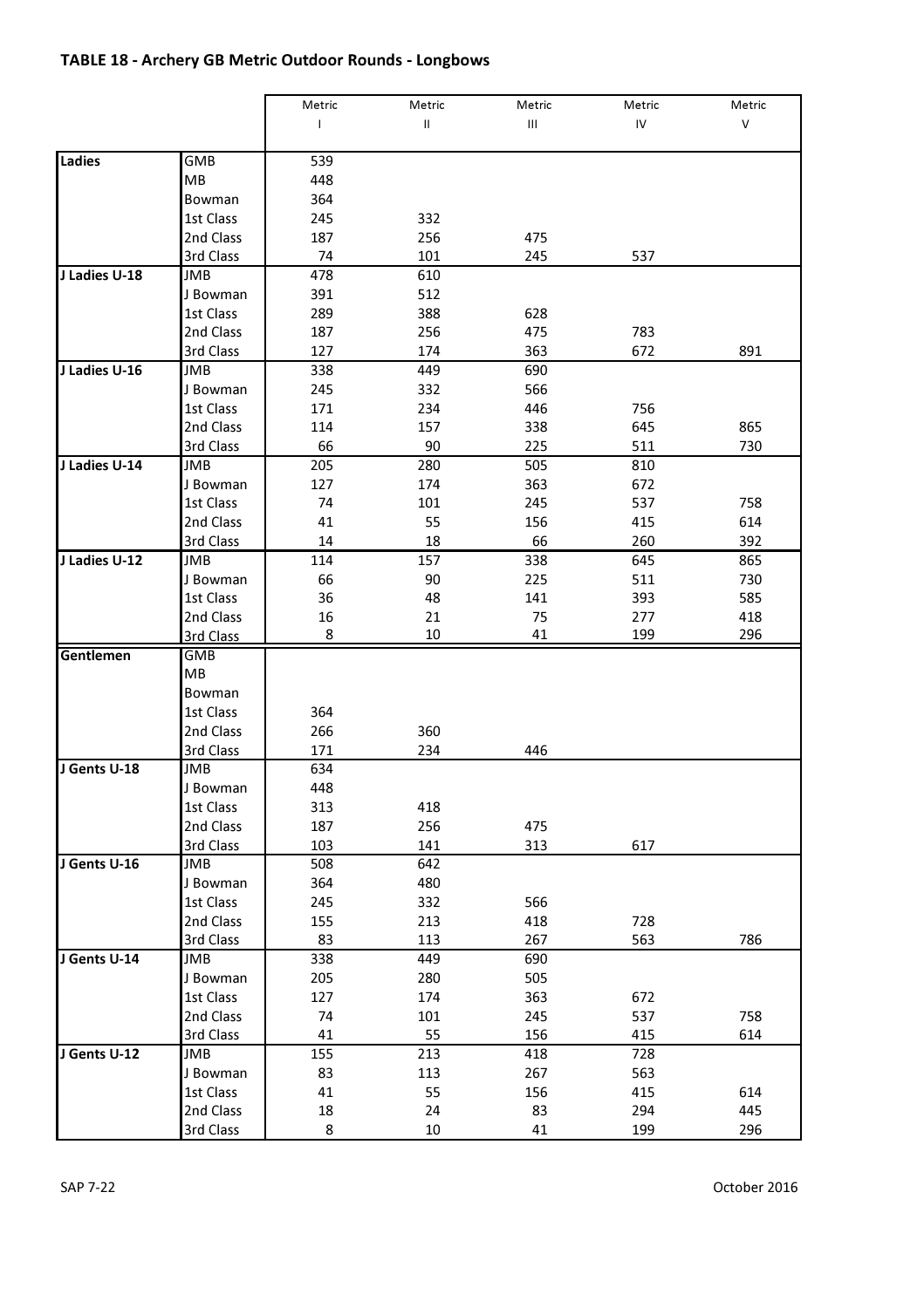## TABLE 18 - Archery GB Metric Outdoor Rounds - Longbows

| | | Metric I | Metric II | Metric III | Metric IV | Metric V |
|---|---|---|---|---|---|---|
| **Ladies** | GMB | 539 | | | | |
| | MB | 448 | | | | |
| | Bowman | 364 | | | | |
| | 1st Class | 245 | 332 | | | |
| | 2nd Class | 187 | 256 | 475 | | |
| | 3rd Class | 74 | 101 | 245 | 537 | |
| **J Ladies U-18** | JMB | 478 | 610 | | | |
| | J Bowman | 391 | 512 | | | |
| | 1st Class | 289 | 388 | 628 | | |
| | 2nd Class | 187 | 256 | 475 | 783 | |
| | 3rd Class | 127 | 174 | 363 | 672 | 891 |
| **J Ladies U-16** | JMB | 338 | 449 | 690 | | |
| | J Bowman | 245 | 332 | 566 | | |
| | 1st Class | 171 | 234 | 446 | 756 | |
| | 2nd Class | 114 | 157 | 338 | 645 | 865 |
| | 3rd Class | 66 | 90 | 225 | 511 | 730 |
| **J Ladies U-14** | JMB | 205 | 280 | 505 | 810 | |
| | J Bowman | 127 | 174 | 363 | 672 | |
| | 1st Class | 74 | 101 | 245 | 537 | 758 |
| | 2nd Class | 41 | 55 | 156 | 415 | 614 |
| | 3rd Class | 14 | 18 | 66 | 260 | 392 |
| **J Ladies U-12** | JMB | 114 | 157 | 338 | 645 | 865 |
| | J Bowman | 66 | 90 | 225 | 511 | 730 |
| | 1st Class | 36 | 48 | 141 | 393 | 585 |
| | 2nd Class | 16 | 21 | 75 | 277 | 418 |
| | 3rd Class | 8 | 10 | 41 | 199 | 296 |
| **Gentlemen** | GMB | | | | | |
| | MB | | | | | |
| | Bowman | | | | | |
| | 1st Class | 364 | | | | |
| | 2nd Class | 266 | 360 | | | |
| | 3rd Class | 171 | 234 | 446 | | |
| **J Gents U-18** | JMB | 634 | | | | |
| | J Bowman | 448 | | | | |
| | 1st Class | 313 | 418 | | | |
| | 2nd Class | 187 | 256 | 475 | | |
| | 3rd Class | 103 | 141 | 313 | 617 | |
| **J Gents U-16** | JMB | 508 | 642 | | | |
| | J Bowman | 364 | 480 | | | |
| | 1st Class | 245 | 332 | 566 | | |
| | 2nd Class | 155 | 213 | 418 | 728 | |
| | 3rd Class | 83 | 113 | 267 | 563 | 786 |
| **J Gents U-14** | JMB | 338 | 449 | 690 | | |
| | J Bowman | 205 | 280 | 505 | | |
| | 1st Class | 127 | 174 | 363 | 672 | |
| | 2nd Class | 74 | 101 | 245 | 537 | 758 |
| | 3rd Class | 41 | 55 | 156 | 415 | 614 |
| **J Gents U-12** | JMB | 155 | 213 | 418 | 728 | |
| | J Bowman | 83 | 113 | 267 | 563 | |
| | 1st Class | 41 | 55 | 156 | 415 | 614 |
| | 2nd Class | 18 | 24 | 83 | 294 | 445 |
| | 3rd Class | 8 | 10 | 41 | 199 | 296 |

SAP 7-22 October 2016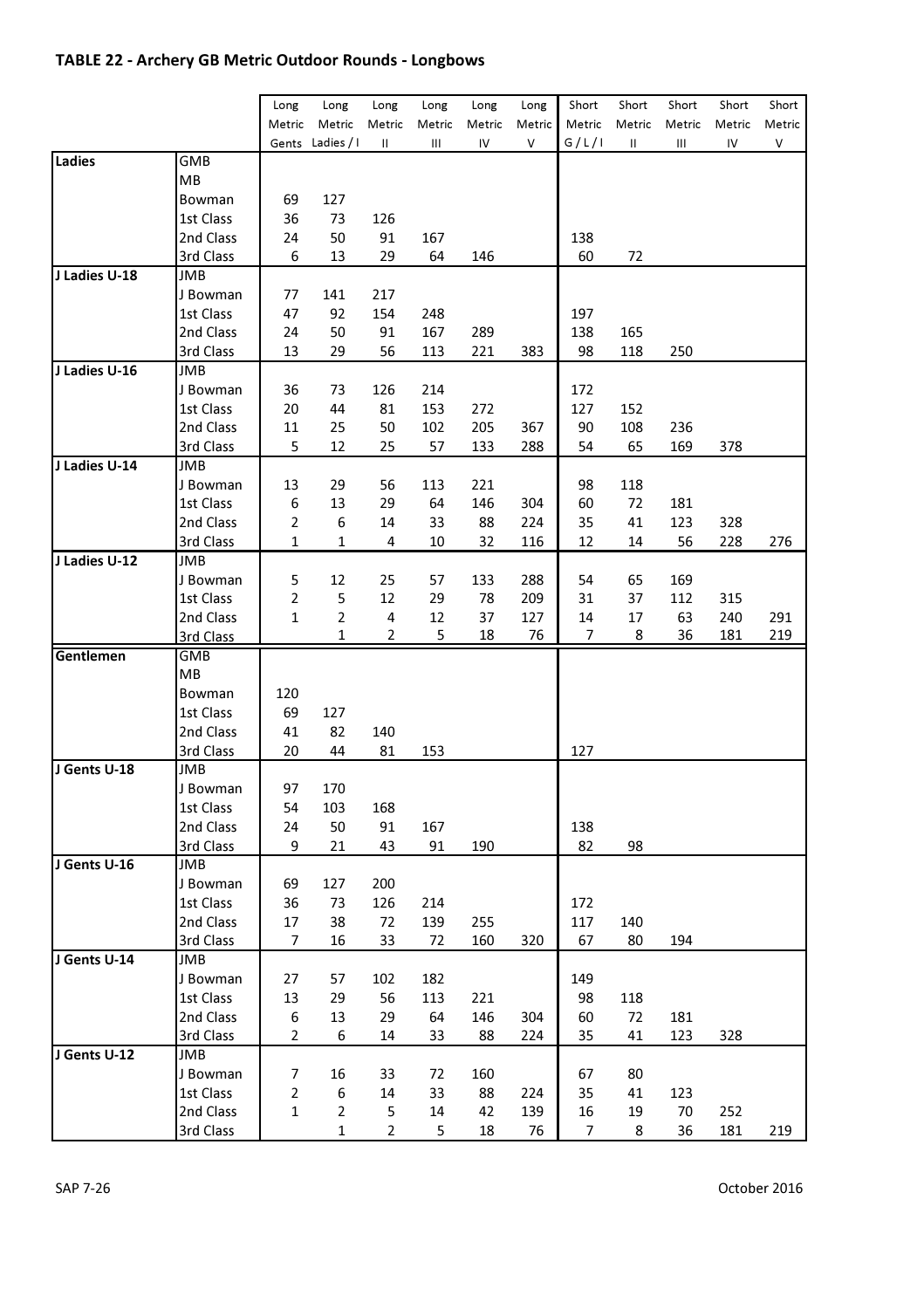## TABLE 22 - Archery GB Metric Outdoor Rounds - Longbows

| | | Long Metric Gents | Long Metric Ladies / I | Long Metric II | Long Metric III | Long Metric IV | Long Metric V | Short Metric G / L / I | Short Metric II | Short Metric III | Short Metric IV | Short Metric V |
|---|---|---|---|---|---|---|---|---|---|---|---|---|
| **Ladies** | GMB | | | | | | | | | | | |
| | MB | | | | | | | | | | | |
| | Bowman | 69 | 127 | | | | | | | | | |
| | 1st Class | 36 | 73 | 126 | | | | | | | | |
| | 2nd Class | 24 | 50 | 91 | 167 | | | 138 | | | | |
| | 3rd Class | 6 | 13 | 29 | 64 | 146 | | 60 | 72 | | | |
| **J Ladies U-18** | JMB | | | | | | | | | | | |
| | J Bowman | 77 | 141 | 217 | | | | | | | | |
| | 1st Class | 47 | 92 | 154 | 248 | | | 197 | | | | |
| | 2nd Class | 24 | 50 | 91 | 167 | 289 | | 138 | 165 | | | |
| | 3rd Class | 13 | 29 | 56 | 113 | 221 | 383 | 98 | 118 | 250 | | |
| **J Ladies U-16** | JMB | | | | | | | | | | | |
| | J Bowman | 36 | 73 | 126 | 214 | | | 172 | | | | |
| | 1st Class | 20 | 44 | 81 | 153 | 272 | | 127 | 152 | | | |
| | 2nd Class | 11 | 25 | 50 | 102 | 205 | 367 | 90 | 108 | 236 | | |
| | 3rd Class | 5 | 12 | 25 | 57 | 133 | 288 | 54 | 65 | 169 | 378 | |
| **J Ladies U-14** | JMB | | | | | | | | | | | |
| | J Bowman | 13 | 29 | 56 | 113 | 221 | | 98 | 118 | | | |
| | 1st Class | 6 | 13 | 29 | 64 | 146 | 304 | 60 | 72 | 181 | | |
| | 2nd Class | 2 | 6 | 14 | 33 | 88 | 224 | 35 | 41 | 123 | 328 | |
| | 3rd Class | 1 | 1 | 4 | 10 | 32 | 116 | 12 | 14 | 56 | 228 | 276 |
| **J Ladies U-12** | JMB | | | | | | | | | | | |
| | J Bowman | 5 | 12 | 25 | 57 | 133 | 288 | 54 | 65 | 169 | | |
| | 1st Class | 2 | 5 | 12 | 29 | 78 | 209 | 31 | 37 | 112 | 315 | |
| | 2nd Class | 1 | 2 | 4 | 12 | 37 | 127 | 14 | 17 | 63 | 240 | 291 |
| | 3rd Class | | 1 | 2 | 5 | 18 | 76 | 7 | 8 | 36 | 181 | 219 |
| **Gentlemen** | GMB | | | | | | | | | | | |
| | MB | | | | | | | | | | | |
| | Bowman | 120 | | | | | | | | | | |
| | 1st Class | 69 | 127 | | | | | | | | | |
| | 2nd Class | 41 | 82 | 140 | | | | | | | | |
| | 3rd Class | 20 | 44 | 81 | 153 | | | 127 | | | | |
| **J Gents U-18** | JMB | | | | | | | | | | | |
| | J Bowman | 97 | 170 | | | | | | | | | |
| | 1st Class | 54 | 103 | 168 | | | | | | | | |
| | 2nd Class | 24 | 50 | 91 | 167 | | | 138 | | | | |
| | 3rd Class | 9 | 21 | 43 | 91 | 190 | | 82 | 98 | | | |
| **J Gents U-16** | JMB | | | | | | | | | | | |
| | J Bowman | 69 | 127 | 200 | | | | | | | | |
| | 1st Class | 36 | 73 | 126 | 214 | | | 172 | | | | |
| | 2nd Class | 17 | 38 | 72 | 139 | 255 | | 117 | 140 | | | |
| | 3rd Class | 7 | 16 | 33 | 72 | 160 | 320 | 67 | 80 | 194 | | |
| **J Gents U-14** | JMB | | | | | | | | | | | |
| | J Bowman | 27 | 57 | 102 | 182 | | | 149 | | | | |
| | 1st Class | 13 | 29 | 56 | 113 | 221 | | 98 | 118 | | | |
| | 2nd Class | 6 | 13 | 29 | 64 | 146 | 304 | 60 | 72 | 181 | | |
| | 3rd Class | 2 | 6 | 14 | 33 | 88 | 224 | 35 | 41 | 123 | 328 | |
| **J Gents U-12** | JMB | | | | | | | | | | | |
| | J Bowman | 7 | 16 | 33 | 72 | 160 | | 67 | 80 | | | |
| | 1st Class | 2 | 6 | 14 | 33 | 88 | 224 | 35 | 41 | 123 | | |
| | 2nd Class | 1 | 2 | 5 | 14 | 42 | 139 | 16 | 19 | 70 | 252 | |
| | 3rd Class | | 1 | 2 | 5 | 18 | 76 | 7 | 8 | 36 | 181 | 219 |

SAP 7-26 October 2016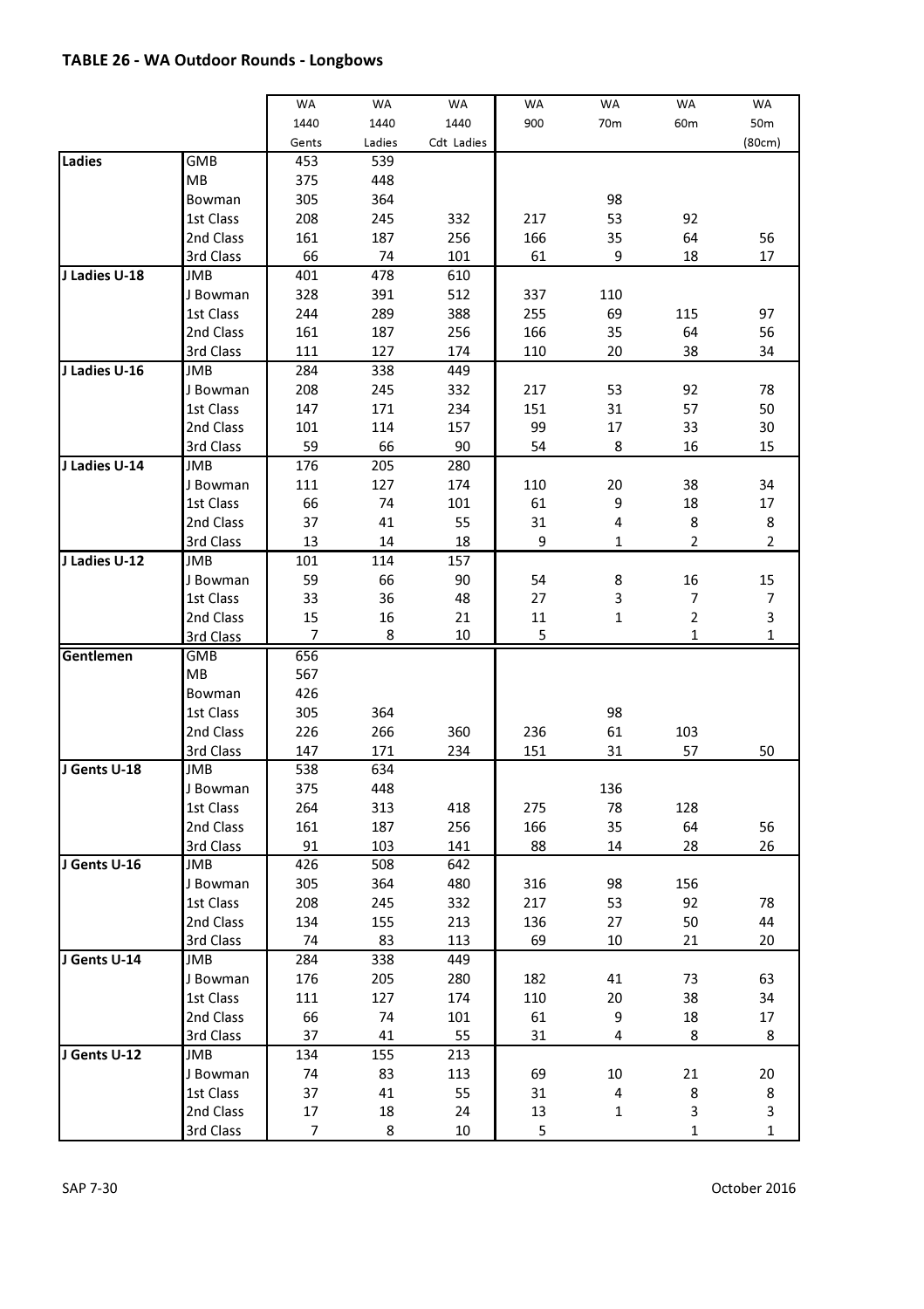## TABLE 26 - WA Outdoor Rounds - Longbows

| | | WA 1440 Gents | WA 1440 Ladies | WA 1440 Cdt Ladies | WA 900 | WA 70m | WA 60m | WA 50m (80cm) |
|---|---|---|---|---|---|---|---|---|
| **Ladies** | GMB | 453 | 539 | | | | | |
| | MB | 375 | 448 | | | | | |
| | Bowman | 305 | 364 | | | 98 | | |
| | 1st Class | 208 | 245 | 332 | 217 | 53 | 92 | |
| | 2nd Class | 161 | 187 | 256 | 166 | 35 | 64 | 56 |
| | 3rd Class | 66 | 74 | 101 | 61 | 9 | 18 | 17 |
| **J Ladies U-18** | JMB | 401 | 478 | 610 | | | | |
| | J Bowman | 328 | 391 | 512 | 337 | 110 | | |
| | 1st Class | 244 | 289 | 388 | 255 | 69 | 115 | 97 |
| | 2nd Class | 161 | 187 | 256 | 166 | 35 | 64 | 56 |
| | 3rd Class | 111 | 127 | 174 | 110 | 20 | 38 | 34 |
| **J Ladies U-16** | JMB | 284 | 338 | 449 | | | | |
| | J Bowman | 208 | 245 | 332 | 217 | 53 | 92 | 78 |
| | 1st Class | 147 | 171 | 234 | 151 | 31 | 57 | 50 |
| | 2nd Class | 101 | 114 | 157 | 99 | 17 | 33 | 30 |
| | 3rd Class | 59 | 66 | 90 | 54 | 8 | 16 | 15 |
| **J Ladies U-14** | JMB | 176 | 205 | 280 | | | | |
| | J Bowman | 111 | 127 | 174 | 110 | 20 | 38 | 34 |
| | 1st Class | 66 | 74 | 101 | 61 | 9 | 18 | 17 |
| | 2nd Class | 37 | 41 | 55 | 31 | 4 | 8 | 8 |
| | 3rd Class | 13 | 14 | 18 | 9 | 1 | 2 | 2 |
| **J Ladies U-12** | JMB | 101 | 114 | 157 | | | | |
| | J Bowman | 59 | 66 | 90 | 54 | 8 | 16 | 15 |
| | 1st Class | 33 | 36 | 48 | 27 | 3 | 7 | 7 |
| | 2nd Class | 15 | 16 | 21 | 11 | 1 | 2 | 3 |
| | 3rd Class | 7 | 8 | 10 | 5 | | 1 | 1 |
| **Gentlemen** | GMB | 656 | | | | | | |
| | MB | 567 | | | | | | |
| | Bowman | 426 | | | | | | |
| | 1st Class | 305 | 364 | | | 98 | | |
| | 2nd Class | 226 | 266 | 360 | 236 | 61 | 103 | |
| | 3rd Class | 147 | 171 | 234 | 151 | 31 | 57 | 50 |
| **J Gents U-18** | JMB | 538 | 634 | | | | | |
| | J Bowman | 375 | 448 | | | 136 | | |
| | 1st Class | 264 | 313 | 418 | 275 | 78 | 128 | |
| | 2nd Class | 161 | 187 | 256 | 166 | 35 | 64 | 56 |
| | 3rd Class | 91 | 103 | 141 | 88 | 14 | 28 | 26 |
| **J Gents U-16** | JMB | 426 | 508 | 642 | | | | |
| | J Bowman | 305 | 364 | 480 | 316 | 98 | 156 | |
| | 1st Class | 208 | 245 | 332 | 217 | 53 | 92 | 78 |
| | 2nd Class | 134 | 155 | 213 | 136 | 27 | 50 | 44 |
| | 3rd Class | 74 | 83 | 113 | 69 | 10 | 21 | 20 |
| **J Gents U-14** | JMB | 284 | 338 | 449 | | | | |
| | J Bowman | 176 | 205 | 280 | 182 | 41 | 73 | 63 |
| | 1st Class | 111 | 127 | 174 | 110 | 20 | 38 | 34 |
| | 2nd Class | 66 | 74 | 101 | 61 | 9 | 18 | 17 |
| | 3rd Class | 37 | 41 | 55 | 31 | 4 | 8 | 8 |
| **J Gents U-12** | JMB | 134 | 155 | 213 | | | | |
| | J Bowman | 74 | 83 | 113 | 69 | 10 | 21 | 20 |
| | 1st Class | 37 | 41 | 55 | 31 | 4 | 8 | 8 |
| | 2nd Class | 17 | 18 | 24 | 13 | 1 | 3 | 3 |
| | 3rd Class | 7 | 8 | 10 | 5 | | 1 | 1 |